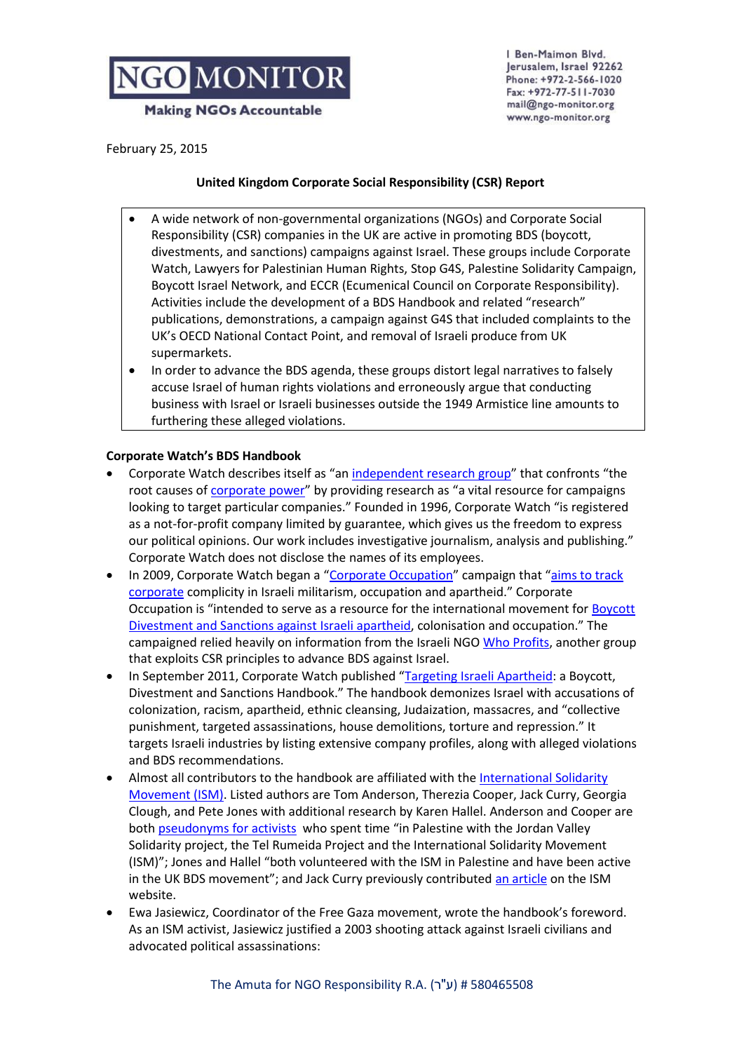NGO MONITOR

Making NGOs Accountable

1 Ben-Maimon Blvd.
Jerusalem, Israel 92262
Phone: +972-2-566-1020
Fax: +972-77-511-7030
mail@ngo-monitor.org
www.ngo-monitor.org

February 25, 2015

**United Kingdom Corporate Social Responsibility (CSR) Report**

- A wide network of non-governmental organizations (NGOs) and Corporate Social Responsibility (CSR) companies in the UK are active in promoting BDS (boycott, divestments, and sanctions) campaigns against Israel. These groups include Corporate Watch, Lawyers for Palestinian Human Rights, Stop G4S, Palestine Solidarity Campaign, Boycott Israel Network, and ECCR (Ecumenical Council on Corporate Responsibility). Activities include the development of a BDS Handbook and related "research" publications, demonstrations, a campaign against G4S that included complaints to the UK's OECD National Contact Point, and removal of Israeli produce from UK supermarkets.
- In order to advance the BDS agenda, these groups distort legal narratives to falsely accuse Israel of human rights violations and erroneously argue that conducting business with Israel or Israeli businesses outside the 1949 Armistice line amounts to furthering these alleged violations.

**Corporate Watch's BDS Handbook**

- Corporate Watch describes itself as "an independent research group" that confronts "the root causes of corporate power" by providing research as "a vital resource for campaigns looking to target particular companies." Founded in 1996, Corporate Watch "is registered as a not-for-profit company limited by guarantee, which gives us the freedom to express our political opinions. Our work includes investigative journalism, analysis and publishing." Corporate Watch does not disclose the names of its employees.
- In 2009, Corporate Watch began a "Corporate Occupation" campaign that "aims to track corporate complicity in Israeli militarism, occupation and apartheid." Corporate Occupation is "intended to serve as a resource for the international movement for Boycott Divestment and Sanctions against Israeli apartheid, colonisation and occupation." The campaigned relied heavily on information from the Israeli NGO Who Profits, another group that exploits CSR principles to advance BDS against Israel.
- In September 2011, Corporate Watch published "Targeting Israeli Apartheid: a Boycott, Divestment and Sanctions Handbook." The handbook demonizes Israel with accusations of colonization, racism, apartheid, ethnic cleansing, Judaization, massacres, and "collective punishment, targeted assassinations, house demolitions, torture and repression." It targets Israeli industries by listing extensive company profiles, along with alleged violations and BDS recommendations.
- Almost all contributors to the handbook are affiliated with the International Solidarity Movement (ISM). Listed authors are Tom Anderson, Therezia Cooper, Jack Curry, Georgia Clough, and Pete Jones with additional research by Karen Hallel. Anderson and Cooper are both pseudonyms for activists who spent time "in Palestine with the Jordan Valley Solidarity project, the Tel Rumeida Project and the International Solidarity Movement (ISM)"; Jones and Hallel "both volunteered with the ISM in Palestine and have been active in the UK BDS movement"; and Jack Curry previously contributed an article on the ISM website.
- Ewa Jasiewicz, Coordinator of the Free Gaza movement, wrote the handbook's foreword. As an ISM activist, Jasiewicz justified a 2003 shooting attack against Israeli civilians and advocated political assassinations:

The Amuta for NGO Responsibility R.A. (ע"ר) # 580465508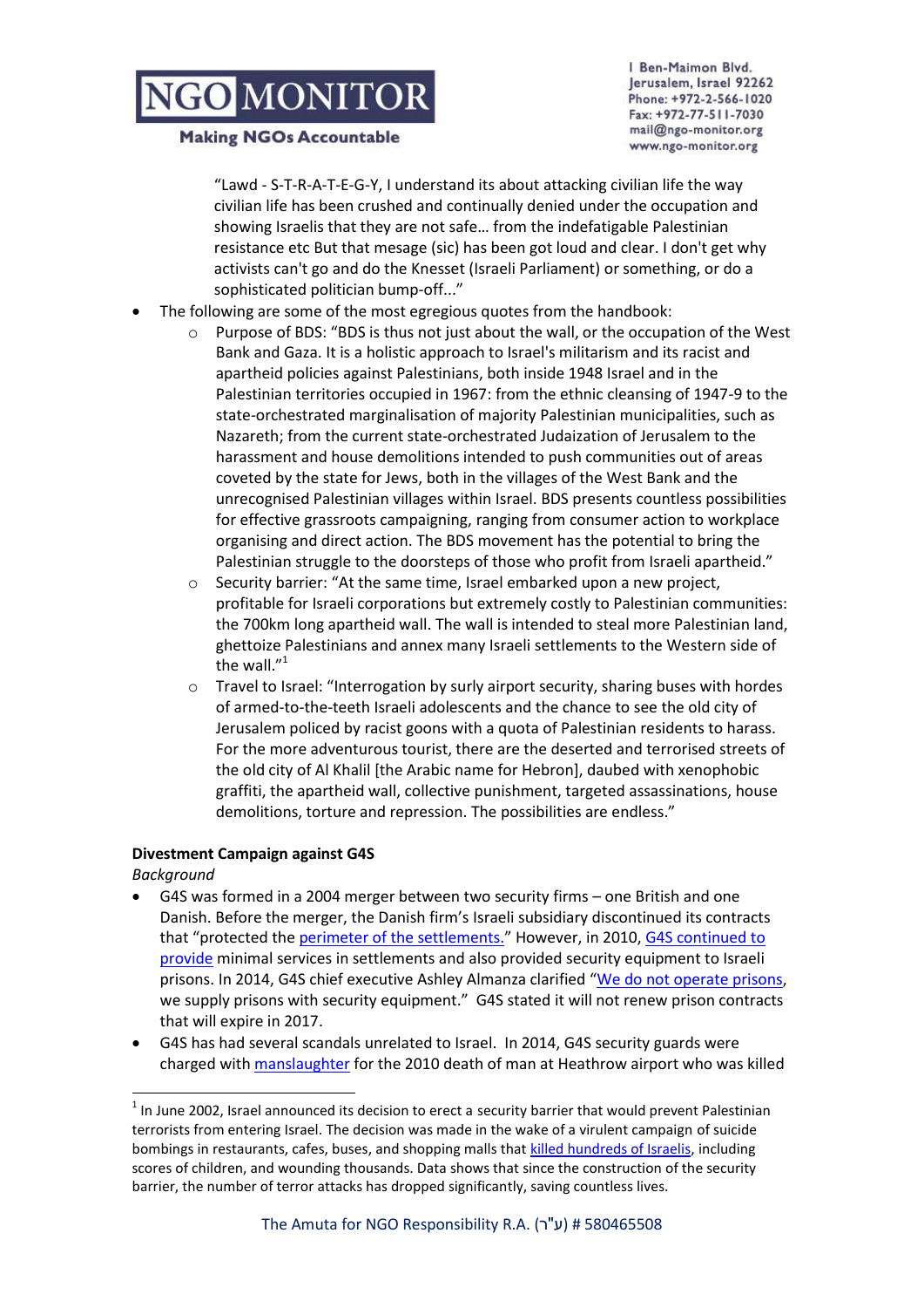"Lawd - S-T-R-A-T-E-G-Y, I understand its about attacking civilian life the way civilian life has been crushed and continually denied under the occupation and showing Israelis that they are not safe… from the indefatigable Palestinian resistance etc But that mesage (sic) has been got loud and clear. I don't get why activists can't go and do the Knesset (Israeli Parliament) or something, or do a sophisticated politician bump-off..."

- The following are some of the most egregious quotes from the handbook:
  - Purpose of BDS: "BDS is thus not just about the wall, or the occupation of the West Bank and Gaza. It is a holistic approach to Israel's militarism and its racist and apartheid policies against Palestinians, both inside 1948 Israel and in the Palestinian territories occupied in 1967: from the ethnic cleansing of 1947-9 to the state-orchestrated marginalisation of majority Palestinian municipalities, such as Nazareth; from the current state-orchestrated Judaization of Jerusalem to the harassment and house demolitions intended to push communities out of areas coveted by the state for Jews, both in the villages of the West Bank and the unrecognised Palestinian villages within Israel. BDS presents countless possibilities for effective grassroots campaigning, ranging from consumer action to workplace organising and direct action. The BDS movement has the potential to bring the Palestinian struggle to the doorsteps of those who profit from Israeli apartheid."
  - Security barrier: "At the same time, Israel embarked upon a new project, profitable for Israeli corporations but extremely costly to Palestinian communities: the 700km long apartheid wall. The wall is intended to steal more Palestinian land, ghettoize Palestinians and annex many Israeli settlements to the Western side of the wall."[1]
  - Travel to Israel: "Interrogation by surly airport security, sharing buses with hordes of armed-to-the-teeth Israeli adolescents and the chance to see the old city of Jerusalem policed by racist goons with a quota of Palestinian residents to harass. For the more adventurous tourist, there are the deserted and terrorised streets of the old city of Al Khalil [the Arabic name for Hebron], daubed with xenophobic graffiti, the apartheid wall, collective punishment, targeted assassinations, house demolitions, torture and repression. The possibilities are endless."

**Divestment Campaign against G4S**

*Background*

- G4S was formed in a 2004 merger between two security firms – one British and one Danish. Before the merger, the Danish firm's Israeli subsidiary discontinued its contracts that "protected the perimeter of the settlements." However, in 2010, G4S continued to provide minimal services in settlements and also provided security equipment to Israeli prisons. In 2014, G4S chief executive Ashley Almanza clarified "We do not operate prisons, we supply prisons with security equipment." G4S stated it will not renew prison contracts that will expire in 2017.
- G4S has had several scandals unrelated to Israel. In 2014, G4S security guards were charged with manslaughter for the 2010 death of man at Heathrow airport who was killed

[1] In June 2002, Israel announced its decision to erect a security barrier that would prevent Palestinian terrorists from entering Israel. The decision was made in the wake of a virulent campaign of suicide bombings in restaurants, cafes, buses, and shopping malls that killed hundreds of Israelis, including scores of children, and wounding thousands. Data shows that since the construction of the security barrier, the number of terror attacks has dropped significantly, saving countless lives.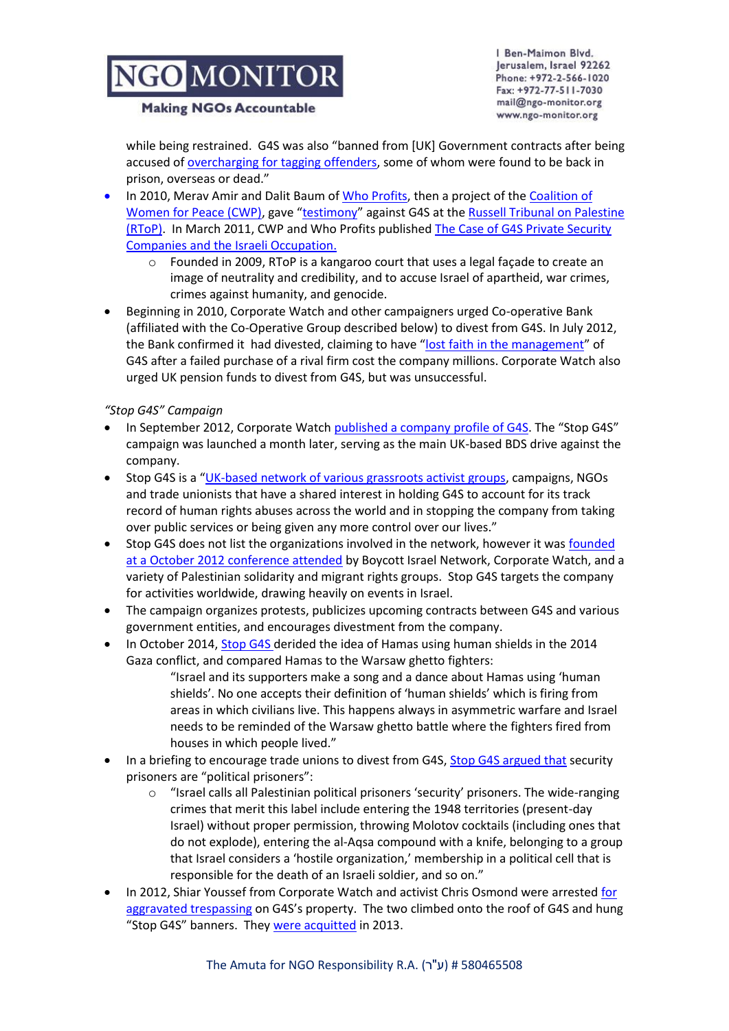while being restrained. G4S was also "banned from [UK] Government contracts after being accused of overcharging for tagging offenders, some of whom were found to be back in prison, overseas or dead."

- In 2010, Merav Amir and Dalit Baum of Who Profits, then a project of the Coalition of Women for Peace (CWP), gave "testimony" against G4S at the Russell Tribunal on Palestine (RToP). In March 2011, CWP and Who Profits published The Case of G4S Private Security Companies and the Israeli Occupation.
    - Founded in 2009, RToP is a kangaroo court that uses a legal façade to create an image of neutrality and credibility, and to accuse Israel of apartheid, war crimes, crimes against humanity, and genocide.
- Beginning in 2010, Corporate Watch and other campaigners urged Co-operative Bank (affiliated with the Co-Operative Group described below) to divest from G4S. In July 2012, the Bank confirmed it had divested, claiming to have "lost faith in the management" of G4S after a failed purchase of a rival firm cost the company millions. Corporate Watch also urged UK pension funds to divest from G4S, but was unsuccessful.

*"Stop G4S" Campaign*

- In September 2012, Corporate Watch published a company profile of G4S. The "Stop G4S" campaign was launched a month later, serving as the main UK-based BDS drive against the company.
- Stop G4S is a "UK-based network of various grassroots activist groups, campaigns, NGOs and trade unionists that have a shared interest in holding G4S to account for its track record of human rights abuses across the world and in stopping the company from taking over public services or being given any more control over our lives."
- Stop G4S does not list the organizations involved in the network, however it was founded at a October 2012 conference attended by Boycott Israel Network, Corporate Watch, and a variety of Palestinian solidarity and migrant rights groups. Stop G4S targets the company for activities worldwide, drawing heavily on events in Israel.
- The campaign organizes protests, publicizes upcoming contracts between G4S and various government entities, and encourages divestment from the company.
- In October 2014, Stop G4S derided the idea of Hamas using human shields in the 2014 Gaza conflict, and compared Hamas to the Warsaw ghetto fighters:

    > "Israel and its supporters make a song and a dance about Hamas using 'human shields'. No one accepts their definition of 'human shields' which is firing from areas in which civilians live. This happens always in asymmetric warfare and Israel needs to be reminded of the Warsaw ghetto battle where the fighters fired from houses in which people lived."

- In a briefing to encourage trade unions to divest from G4S, Stop G4S argued that security prisoners are "political prisoners":
    - "Israel calls all Palestinian political prisoners 'security' prisoners. The wide-ranging crimes that merit this label include entering the 1948 territories (present-day Israel) without proper permission, throwing Molotov cocktails (including ones that do not explode), entering the al-Aqsa compound with a knife, belonging to a group that Israel considers a 'hostile organization,' membership in a political cell that is responsible for the death of an Israeli soldier, and so on."
- In 2012, Shiar Youssef from Corporate Watch and activist Chris Osmond were arrested for aggravated trespassing on G4S's property. The two climbed onto the roof of G4S and hung "Stop G4S" banners. They were acquitted in 2013.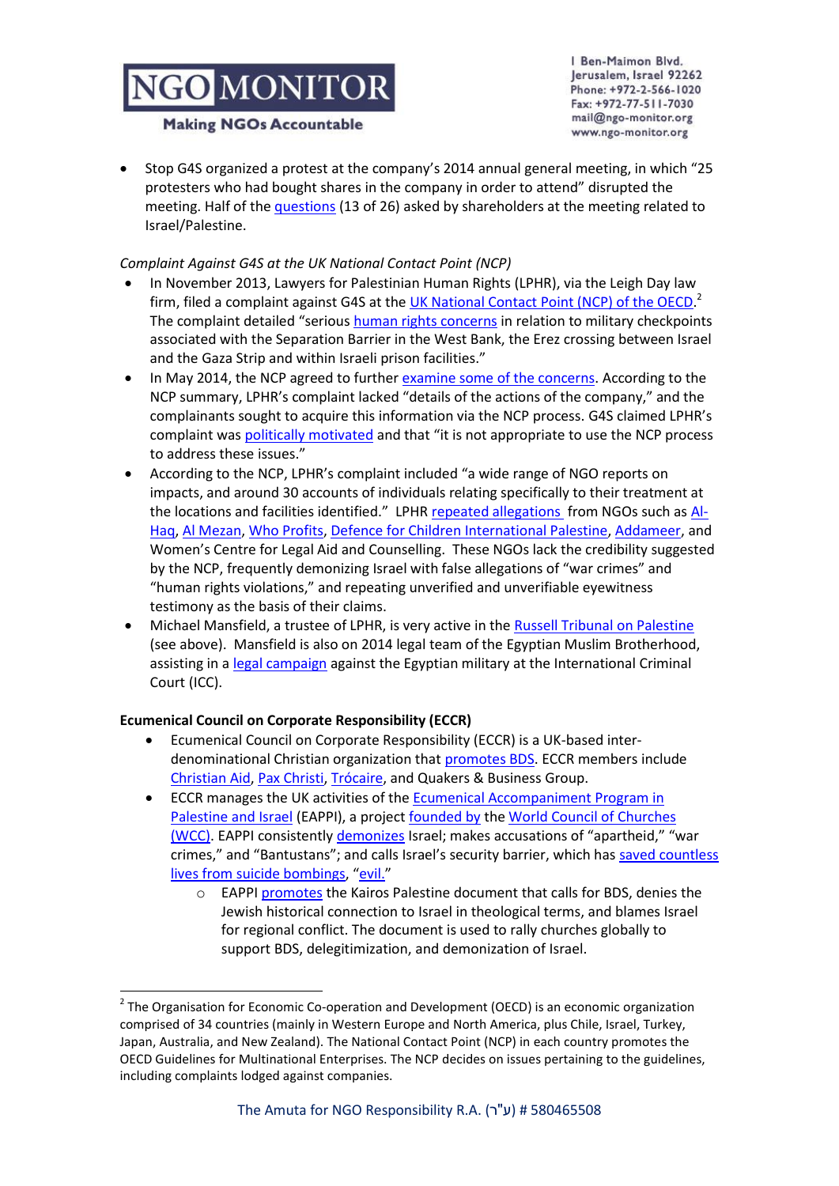- Stop G4S organized a protest at the company's 2014 annual general meeting, in which "25 protesters who had bought shares in the company in order to attend" disrupted the meeting. Half of the questions (13 of 26) asked by shareholders at the meeting related to Israel/Palestine.

*Complaint Against G4S at the UK National Contact Point (NCP)*

- In November 2013, Lawyers for Palestinian Human Rights (LPHR), via the Leigh Day law firm, filed a complaint against G4S at the UK National Contact Point (NCP) of the OECD.[2] The complaint detailed "serious human rights concerns in relation to military checkpoints associated with the Separation Barrier in the West Bank, the Erez crossing between Israel and the Gaza Strip and within Israeli prison facilities."
- In May 2014, the NCP agreed to further examine some of the concerns. According to the NCP summary, LPHR's complaint lacked "details of the actions of the company," and the complainants sought to acquire this information via the NCP process. G4S claimed LPHR's complaint was politically motivated and that "it is not appropriate to use the NCP process to address these issues."
- According to the NCP, LPHR's complaint included "a wide range of NGO reports on impacts, and around 30 accounts of individuals relating specifically to their treatment at the locations and facilities identified." LPHR repeated allegations from NGOs such as Al-Haq, Al Mezan, Who Profits, Defence for Children International Palestine, Addameer, and Women's Centre for Legal Aid and Counselling. These NGOs lack the credibility suggested by the NCP, frequently demonizing Israel with false allegations of "war crimes" and "human rights violations," and repeating unverified and unverifiable eyewitness testimony as the basis of their claims.
- Michael Mansfield, a trustee of LPHR, is very active in the Russell Tribunal on Palestine (see above). Mansfield is also on 2014 legal team of the Egyptian Muslim Brotherhood, assisting in a legal campaign against the Egyptian military at the International Criminal Court (ICC).

**Ecumenical Council on Corporate Responsibility (ECCR)**

- Ecumenical Council on Corporate Responsibility (ECCR) is a UK-based inter-denominational Christian organization that promotes BDS. ECCR members include Christian Aid, Pax Christi, Trócaire, and Quakers & Business Group.
- ECCR manages the UK activities of the Ecumenical Accompaniment Program in Palestine and Israel (EAPPI), a project founded by the World Council of Churches (WCC). EAPPI consistently demonizes Israel; makes accusations of "apartheid," "war crimes," and "Bantustans"; and calls Israel's security barrier, which has saved countless lives from suicide bombings, "evil."
  - EAPPI promotes the Kairos Palestine document that calls for BDS, denies the Jewish historical connection to Israel in theological terms, and blames Israel for regional conflict. The document is used to rally churches globally to support BDS, delegitimization, and demonization of Israel.

---

[2] The Organisation for Economic Co-operation and Development (OECD) is an economic organization comprised of 34 countries (mainly in Western Europe and North America, plus Chile, Israel, Turkey, Japan, Australia, and New Zealand). The National Contact Point (NCP) in each country promotes the OECD Guidelines for Multinational Enterprises. The NCP decides on issues pertaining to the guidelines, including complaints lodged against companies.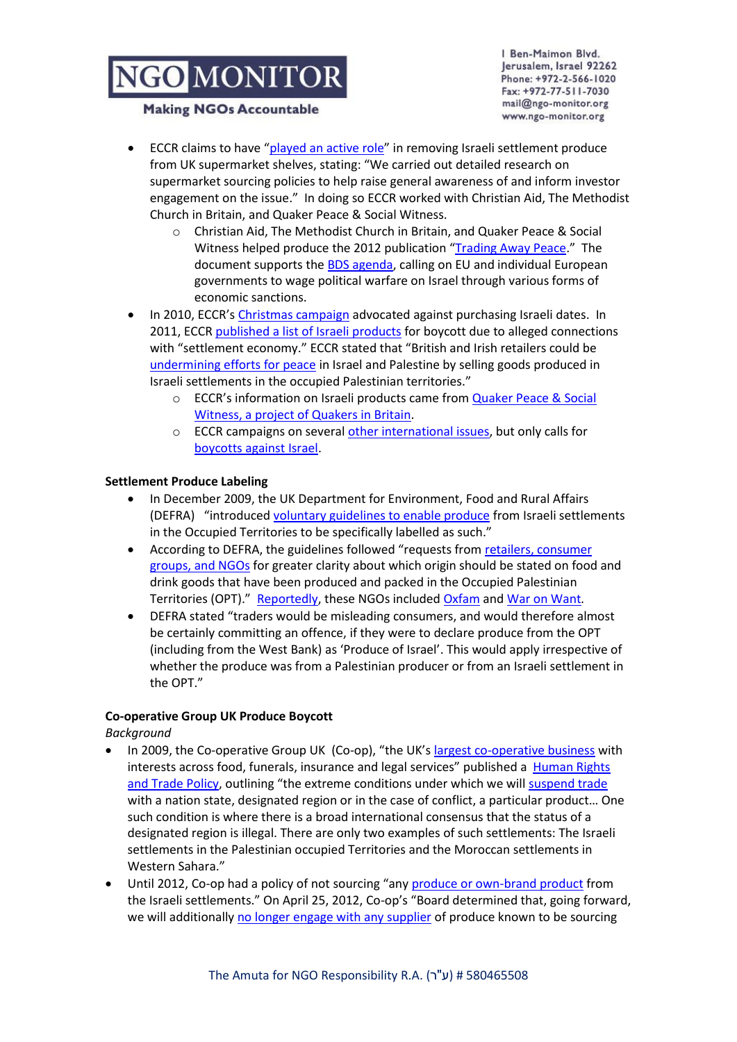- ECCR claims to have "played an active role" in removing Israeli settlement produce from UK supermarket shelves, stating: "We carried out detailed research on supermarket sourcing policies to help raise general awareness of and inform investor engagement on the issue." In doing so ECCR worked with Christian Aid, The Methodist Church in Britain, and Quaker Peace & Social Witness.
    - Christian Aid, The Methodist Church in Britain, and Quaker Peace & Social Witness helped produce the 2012 publication "Trading Away Peace." The document supports the BDS agenda, calling on EU and individual European governments to wage political warfare on Israel through various forms of economic sanctions.
- In 2010, ECCR's Christmas campaign advocated against purchasing Israeli dates. In 2011, ECCR published a list of Israeli products for boycott due to alleged connections with "settlement economy." ECCR stated that "British and Irish retailers could be undermining efforts for peace in Israel and Palestine by selling goods produced in Israeli settlements in the occupied Palestinian territories."
    - ECCR's information on Israeli products came from Quaker Peace & Social Witness, a project of Quakers in Britain.
    - ECCR campaigns on several other international issues, but only calls for boycotts against Israel.

**Settlement Produce Labeling**

- In December 2009, the UK Department for Environment, Food and Rural Affairs (DEFRA) "introduced voluntary guidelines to enable produce from Israeli settlements in the Occupied Territories to be specifically labelled as such."
- According to DEFRA, the guidelines followed "requests from retailers, consumer groups, and NGOs for greater clarity about which origin should be stated on food and drink goods that have been produced and packed in the Occupied Palestinian Territories (OPT)." Reportedly, these NGOs included Oxfam and War on Want.
- DEFRA stated "traders would be misleading consumers, and would therefore almost be certainly committing an offence, if they were to declare produce from the OPT (including from the West Bank) as 'Produce of Israel'. This would apply irrespective of whether the produce was from a Palestinian producer or from an Israeli settlement in the OPT."

**Co-operative Group UK Produce Boycott**

*Background*

- In 2009, the Co-operative Group UK (Co-op), "the UK's largest co-operative business with interests across food, funerals, insurance and legal services" published a Human Rights and Trade Policy, outlining "the extreme conditions under which we will suspend trade with a nation state, designated region or in the case of conflict, a particular product… One such condition is where there is a broad international consensus that the status of a designated region is illegal. There are only two examples of such settlements: The Israeli settlements in the Palestinian occupied Territories and the Moroccan settlements in Western Sahara."
- Until 2012, Co-op had a policy of not sourcing "any produce or own-brand product from the Israeli settlements." On April 25, 2012, Co-op's "Board determined that, going forward, we will additionally no longer engage with any supplier of produce known to be sourcing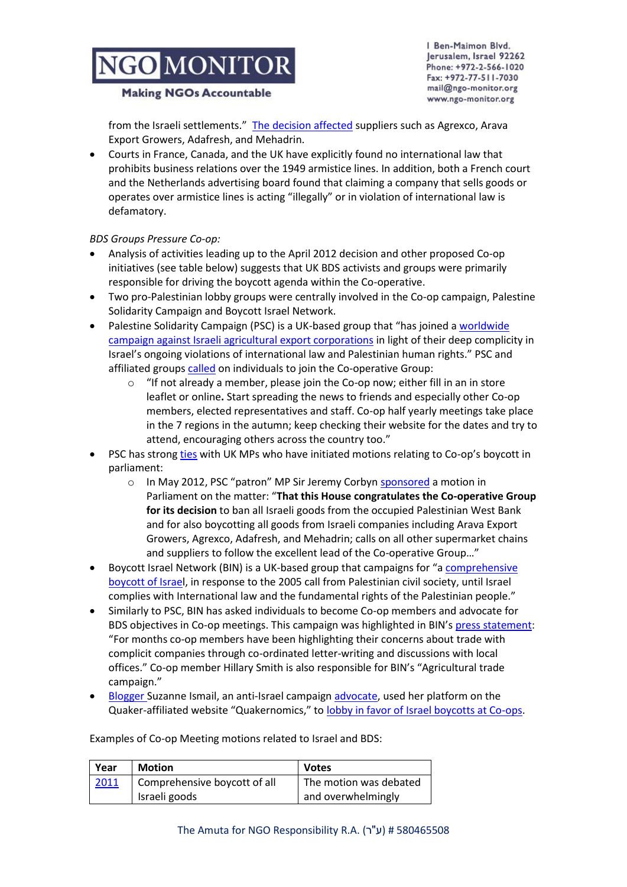from the Israeli settlements." The decision affected suppliers such as Agrexco, Arava Export Growers, Adafresh, and Mehadrin.

- Courts in France, Canada, and the UK have explicitly found no international law that prohibits business relations over the 1949 armistice lines. In addition, both a French court and the Netherlands advertising board found that claiming a company that sells goods or operates over armistice lines is acting "illegally" or in violation of international law is defamatory.

*BDS Groups Pressure Co-op:*

- Analysis of activities leading up to the April 2012 decision and other proposed Co-op initiatives (see table below) suggests that UK BDS activists and groups were primarily responsible for driving the boycott agenda within the Co-operative.
- Two pro-Palestinian lobby groups were centrally involved in the Co-op campaign, Palestine Solidarity Campaign and Boycott Israel Network.
- Palestine Solidarity Campaign (PSC) is a UK-based group that "has joined a worldwide campaign against Israeli agricultural export corporations in light of their deep complicity in Israel's ongoing violations of international law and Palestinian human rights." PSC and affiliated groups called on individuals to join the Co-operative Group:
    - "If not already a member, please join the Co-op now; either fill in an in store leaflet or online**.** Start spreading the news to friends and especially other Co-op members, elected representatives and staff. Co-op half yearly meetings take place in the 7 regions in the autumn; keep checking their website for the dates and try to attend, encouraging others across the country too."
- PSC has strong ties with UK MPs who have initiated motions relating to Co-op's boycott in parliament:
    - In May 2012, PSC "patron" MP Sir Jeremy Corbyn sponsored a motion in Parliament on the matter: "**That this House congratulates the Co-operative Group for its decision** to ban all Israeli goods from the occupied Palestinian West Bank and for also boycotting all goods from Israeli companies including Arava Export Growers, Agrexco, Adafresh, and Mehadrin; calls on all other supermarket chains and suppliers to follow the excellent lead of the Co-operative Group…"
- Boycott Israel Network (BIN) is a UK-based group that campaigns for "a comprehensive boycott of Israel, in response to the 2005 call from Palestinian civil society, until Israel complies with International law and the fundamental rights of the Palestinian people."
- Similarly to PSC, BIN has asked individuals to become Co-op members and advocate for BDS objectives in Co-op meetings. This campaign was highlighted in BIN's press statement: "For months co-op members have been highlighting their concerns about trade with complicit companies through co-ordinated letter-writing and discussions with local offices." Co-op member Hillary Smith is also responsible for BIN's "Agricultural trade campaign."
- Blogger Suzanne Ismail, an anti-Israel campaign advocate, used her platform on the Quaker-affiliated website "Quakernomics," to lobby in favor of Israel boycotts at Co-ops.

Examples of Co-op Meeting motions related to Israel and BDS:

| Year | Motion | Votes |
|---|---|---|
| 2011 | Comprehensive boycott of all Israeli goods | The motion was debated and overwhelmingly |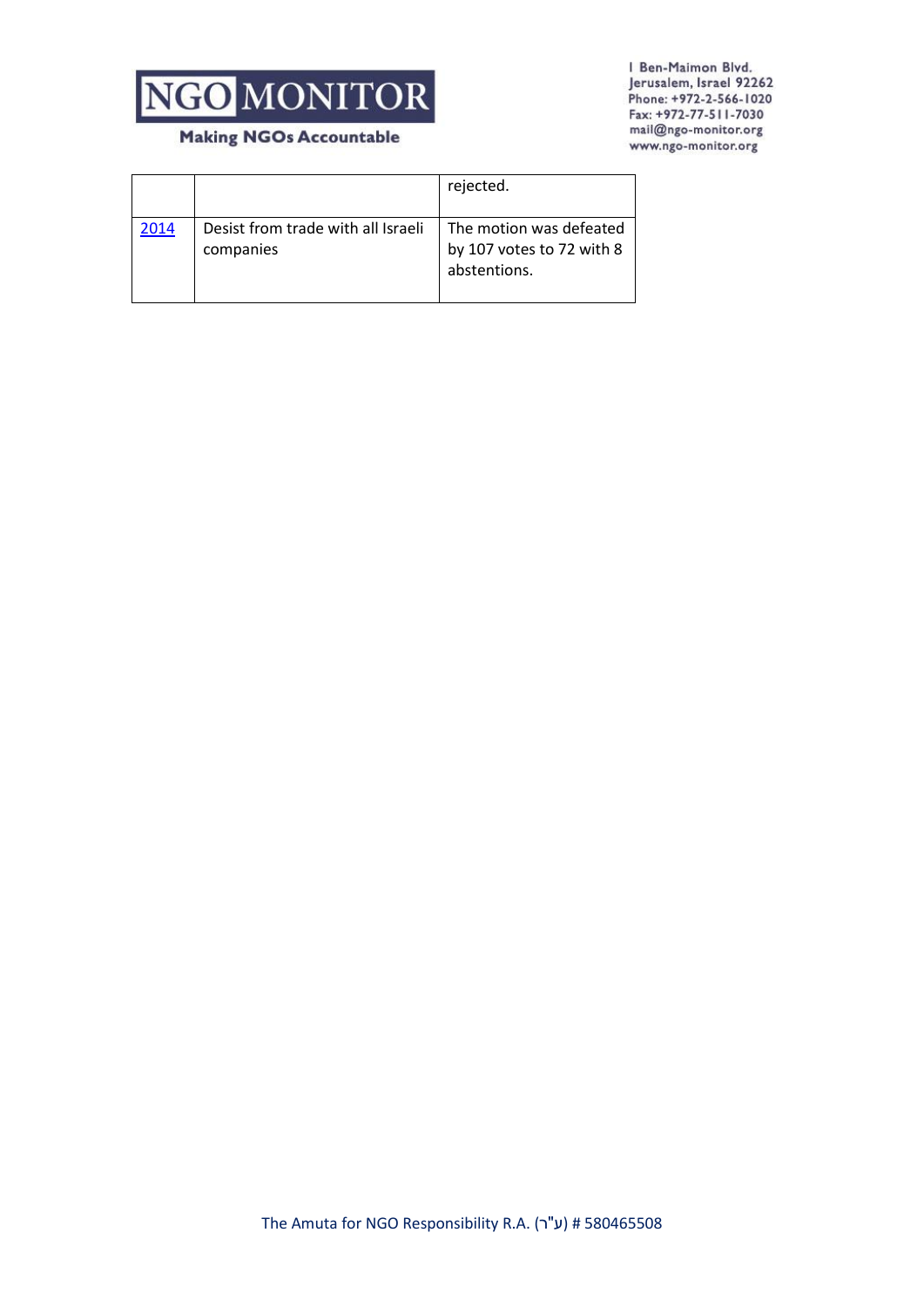| | | |
|---|---|---|
| | | rejected. |
| [2014]() | Desist from trade with all Israeli companies | The motion was defeated by 107 votes to 72 with 8 abstentions. |